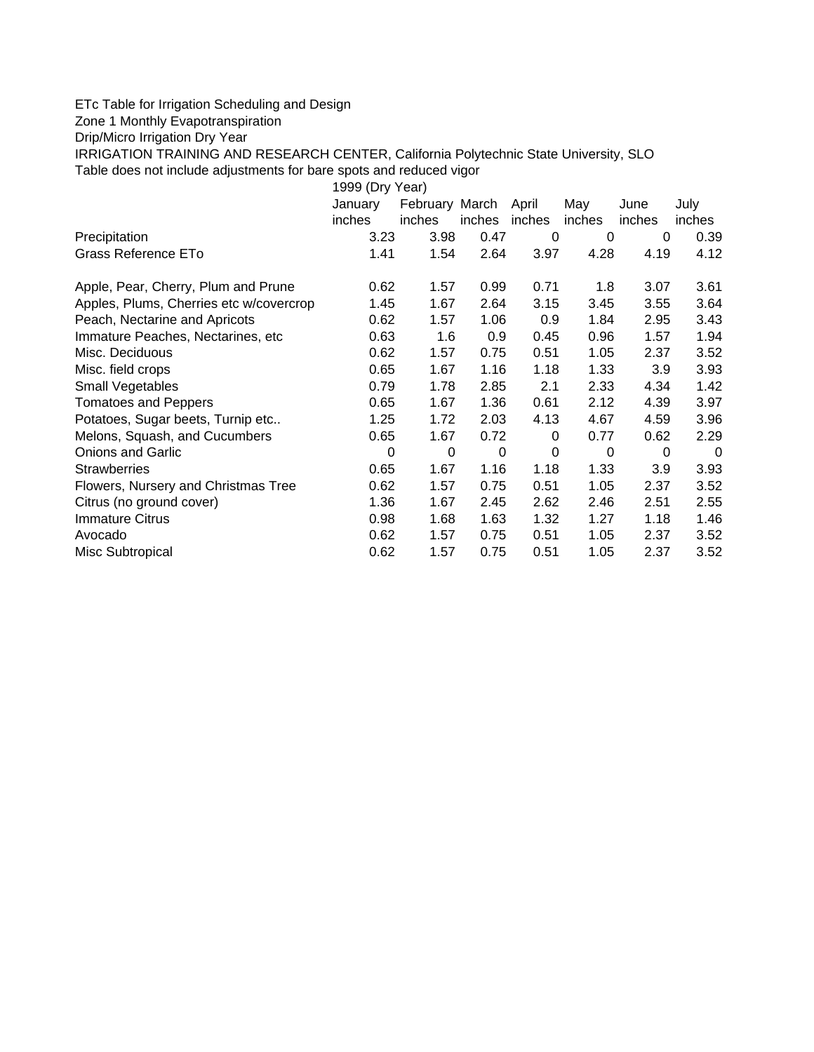ETc Table for Irrigation Scheduling and Design
Zone 1 Monthly Evapotranspiration
Drip/Micro Irrigation Dry Year
IRRIGATION TRAINING AND RESEARCH CENTER, California Polytechnic State University, SLO
Table does not include adjustments for bare spots and reduced vigor

| | 1999 (Dry Year) | | | | | | |
|---|---|---|---|---|---|---|---|
| | January inches | February inches | March inches | April inches | May inches | June inches | July inches |
| Precipitation | 3.23 | 3.98 | 0.47 | 0 | 0 | 0 | 0.39 |
| Grass Reference ETo | 1.41 | 1.54 | 2.64 | 3.97 | 4.28 | 4.19 | 4.12 |
| | | | | | | | |
| Apple, Pear, Cherry, Plum and Prune | 0.62 | 1.57 | 0.99 | 0.71 | 1.8 | 3.07 | 3.61 |
| Apples, Plums, Cherries etc w/covercrop | 1.45 | 1.67 | 2.64 | 3.15 | 3.45 | 3.55 | 3.64 |
| Peach, Nectarine and Apricots | 0.62 | 1.57 | 1.06 | 0.9 | 1.84 | 2.95 | 3.43 |
| Immature Peaches, Nectarines, etc | 0.63 | 1.6 | 0.9 | 0.45 | 0.96 | 1.57 | 1.94 |
| Misc. Deciduous | 0.62 | 1.57 | 0.75 | 0.51 | 1.05 | 2.37 | 3.52 |
| Misc. field crops | 0.65 | 1.67 | 1.16 | 1.18 | 1.33 | 3.9 | 3.93 |
| Small Vegetables | 0.79 | 1.78 | 2.85 | 2.1 | 2.33 | 4.34 | 1.42 |
| Tomatoes and Peppers | 0.65 | 1.67 | 1.36 | 0.61 | 2.12 | 4.39 | 3.97 |
| Potatoes, Sugar beets, Turnip etc.. | 1.25 | 1.72 | 2.03 | 4.13 | 4.67 | 4.59 | 3.96 |
| Melons, Squash, and Cucumbers | 0.65 | 1.67 | 0.72 | 0 | 0.77 | 0.62 | 2.29 |
| Onions and Garlic | 0 | 0 | 0 | 0 | 0 | 0 | 0 |
| Strawberries | 0.65 | 1.67 | 1.16 | 1.18 | 1.33 | 3.9 | 3.93 |
| Flowers, Nursery and Christmas Tree | 0.62 | 1.57 | 0.75 | 0.51 | 1.05 | 2.37 | 3.52 |
| Citrus (no ground cover) | 1.36 | 1.67 | 2.45 | 2.62 | 2.46 | 2.51 | 2.55 |
| Immature Citrus | 0.98 | 1.68 | 1.63 | 1.32 | 1.27 | 1.18 | 1.46 |
| Avocado | 0.62 | 1.57 | 0.75 | 0.51 | 1.05 | 2.37 | 3.52 |
| Misc Subtropical | 0.62 | 1.57 | 0.75 | 0.51 | 1.05 | 2.37 | 3.52 |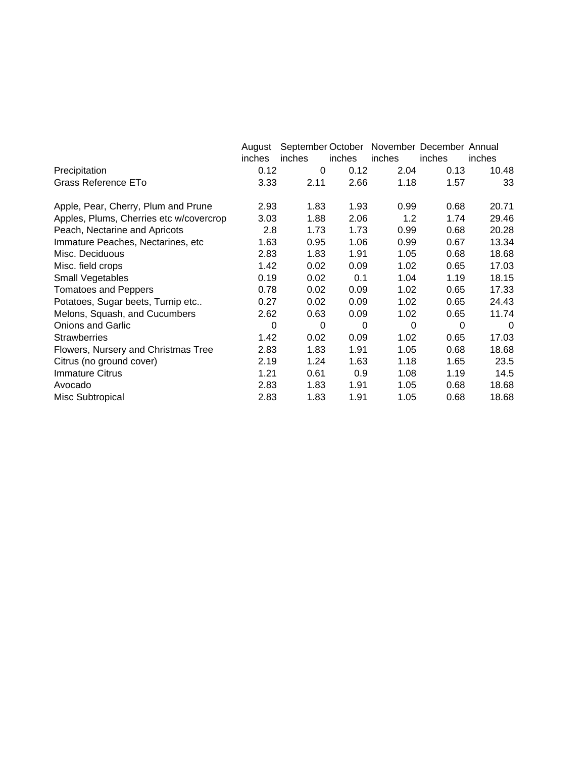| | August inches | September inches | October inches | November inches | December inches | Annual inches |
|---|---|---|---|---|---|---|
| Precipitation | 0.12 | 0 | 0.12 | 2.04 | 0.13 | 10.48 |
| Grass Reference ETo | 3.33 | 2.11 | 2.66 | 1.18 | 1.57 | 33 |
| | | | | | | |
| Apple, Pear, Cherry, Plum and Prune | 2.93 | 1.83 | 1.93 | 0.99 | 0.68 | 20.71 |
| Apples, Plums, Cherries etc w/covercrop | 3.03 | 1.88 | 2.06 | 1.2 | 1.74 | 29.46 |
| Peach, Nectarine and Apricots | 2.8 | 1.73 | 1.73 | 0.99 | 0.68 | 20.28 |
| Immature Peaches, Nectarines, etc | 1.63 | 0.95 | 1.06 | 0.99 | 0.67 | 13.34 |
| Misc. Deciduous | 2.83 | 1.83 | 1.91 | 1.05 | 0.68 | 18.68 |
| Misc. field crops | 1.42 | 0.02 | 0.09 | 1.02 | 0.65 | 17.03 |
| Small Vegetables | 0.19 | 0.02 | 0.1 | 1.04 | 1.19 | 18.15 |
| Tomatoes and Peppers | 0.78 | 0.02 | 0.09 | 1.02 | 0.65 | 17.33 |
| Potatoes, Sugar beets, Turnip etc.. | 0.27 | 0.02 | 0.09 | 1.02 | 0.65 | 24.43 |
| Melons, Squash, and Cucumbers | 2.62 | 0.63 | 0.09 | 1.02 | 0.65 | 11.74 |
| Onions and Garlic | 0 | 0 | 0 | 0 | 0 | 0 |
| Strawberries | 1.42 | 0.02 | 0.09 | 1.02 | 0.65 | 17.03 |
| Flowers, Nursery and Christmas Tree | 2.83 | 1.83 | 1.91 | 1.05 | 0.68 | 18.68 |
| Citrus (no ground cover) | 2.19 | 1.24 | 1.63 | 1.18 | 1.65 | 23.5 |
| Immature Citrus | 1.21 | 0.61 | 0.9 | 1.08 | 1.19 | 14.5 |
| Avocado | 2.83 | 1.83 | 1.91 | 1.05 | 0.68 | 18.68 |
| Misc Subtropical | 2.83 | 1.83 | 1.91 | 1.05 | 0.68 | 18.68 |